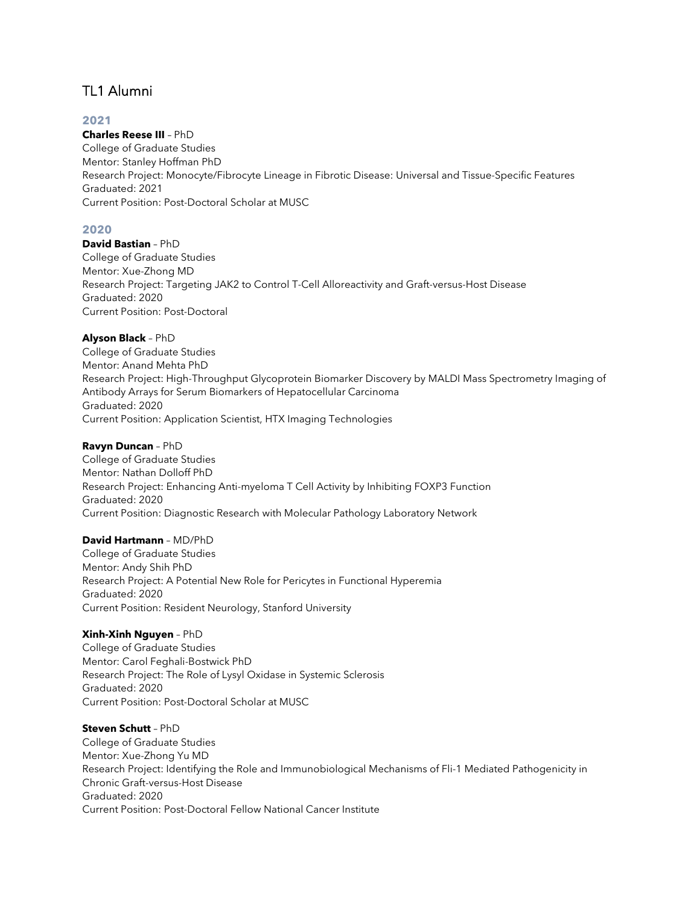# TL1 Alumni

## 2021

**Charles Reese III** – PhD
College of Graduate Studies
Mentor: Stanley Hoffman PhD
Research Project: Monocyte/Fibrocyte Lineage in Fibrotic Disease: Universal and Tissue-Specific Features
Graduated: 2021
Current Position: Post-Doctoral Scholar at MUSC

## 2020

**David Bastian** – PhD
College of Graduate Studies
Mentor: Xue-Zhong MD
Research Project: Targeting JAK2 to Control T-Cell Alloreactivity and Graft-versus-Host Disease
Graduated: 2020
Current Position: Post-Doctoral

**Alyson Black** – PhD
College of Graduate Studies
Mentor: Anand Mehta PhD
Research Project: High-Throughput Glycoprotein Biomarker Discovery by MALDI Mass Spectrometry Imaging of Antibody Arrays for Serum Biomarkers of Hepatocellular Carcinoma
Graduated: 2020
Current Position: Application Scientist, HTX Imaging Technologies

**Ravyn Duncan** – PhD
College of Graduate Studies
Mentor: Nathan Dolloff PhD
Research Project: Enhancing Anti-myeloma T Cell Activity by Inhibiting FOXP3 Function
Graduated: 2020
Current Position: Diagnostic Research with Molecular Pathology Laboratory Network

**David Hartmann** – MD/PhD
College of Graduate Studies
Mentor: Andy Shih PhD
Research Project: A Potential New Role for Pericytes in Functional Hyperemia
Graduated: 2020
Current Position: Resident Neurology, Stanford University

**Xinh-Xinh Nguyen** – PhD
College of Graduate Studies
Mentor: Carol Feghali-Bostwick PhD
Research Project: The Role of Lysyl Oxidase in Systemic Sclerosis
Graduated: 2020
Current Position: Post-Doctoral Scholar at MUSC

**Steven Schutt** – PhD
College of Graduate Studies
Mentor: Xue-Zhong Yu MD
Research Project: Identifying the Role and Immunobiological Mechanisms of Fli-1 Mediated Pathogenicity in Chronic Graft-versus-Host Disease
Graduated: 2020
Current Position: Post-Doctoral Fellow National Cancer Institute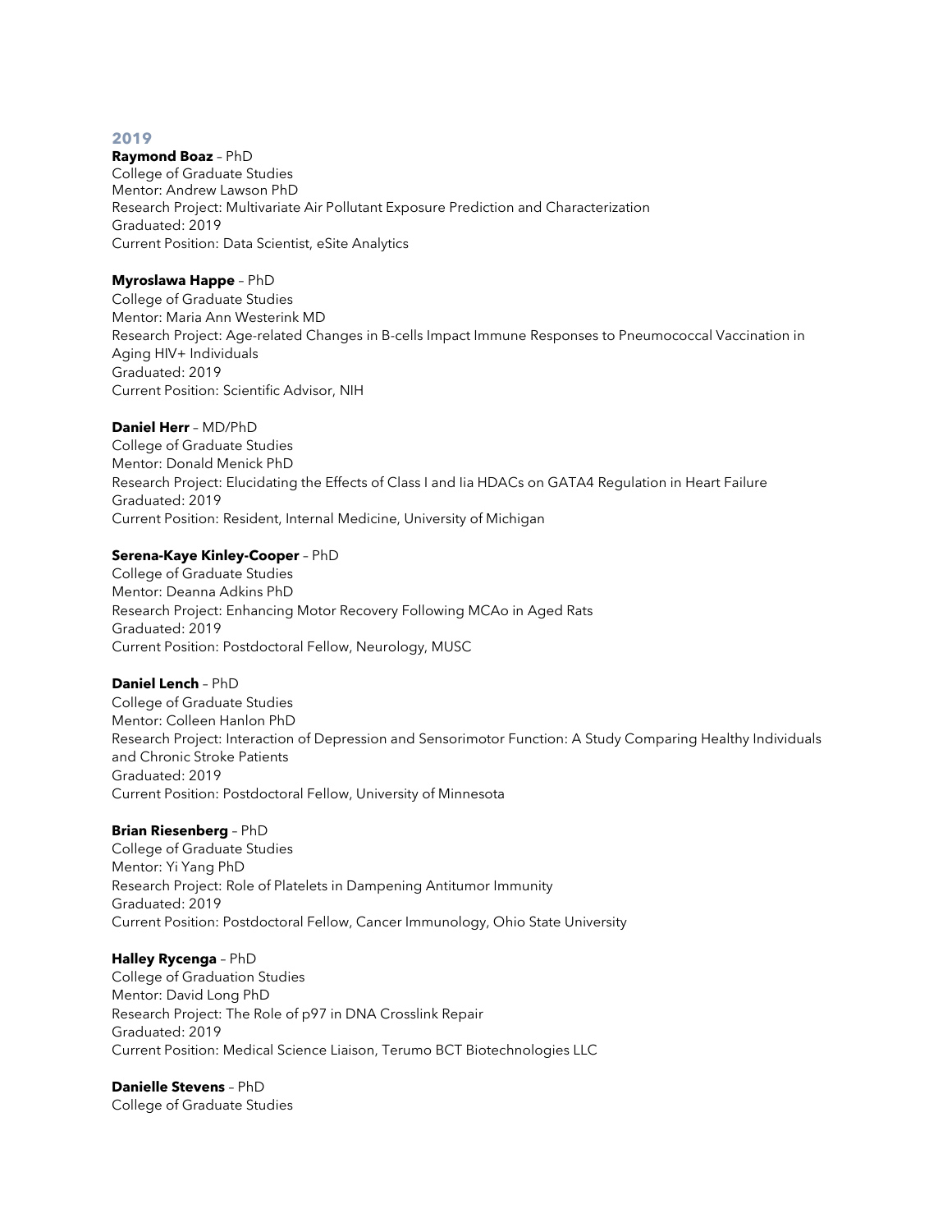## 2019

**Raymond Boaz** – PhD
College of Graduate Studies
Mentor: Andrew Lawson PhD
Research Project: Multivariate Air Pollutant Exposure Prediction and Characterization
Graduated: 2019
Current Position: Data Scientist, eSite Analytics

**Myroslawa Happe** – PhD
College of Graduate Studies
Mentor: Maria Ann Westerink MD
Research Project: Age-related Changes in B-cells Impact Immune Responses to Pneumococcal Vaccination in Aging HIV+ Individuals
Graduated: 2019
Current Position: Scientific Advisor, NIH

**Daniel Herr** – MD/PhD
College of Graduate Studies
Mentor: Donald Menick PhD
Research Project: Elucidating the Effects of Class I and Iia HDACs on GATA4 Regulation in Heart Failure
Graduated: 2019
Current Position: Resident, Internal Medicine, University of Michigan

**Serena-Kaye Kinley-Cooper** – PhD
College of Graduate Studies
Mentor: Deanna Adkins PhD
Research Project: Enhancing Motor Recovery Following MCAo in Aged Rats
Graduated: 2019
Current Position: Postdoctoral Fellow, Neurology, MUSC

**Daniel Lench** – PhD
College of Graduate Studies
Mentor: Colleen Hanlon PhD
Research Project: Interaction of Depression and Sensorimotor Function: A Study Comparing Healthy Individuals and Chronic Stroke Patients
Graduated: 2019
Current Position: Postdoctoral Fellow, University of Minnesota

**Brian Riesenberg** – PhD
College of Graduate Studies
Mentor: Yi Yang PhD
Research Project: Role of Platelets in Dampening Antitumor Immunity
Graduated: 2019
Current Position: Postdoctoral Fellow, Cancer Immunology, Ohio State University

**Halley Rycenga** – PhD
College of Graduation Studies
Mentor: David Long PhD
Research Project: The Role of p97 in DNA Crosslink Repair
Graduated: 2019
Current Position: Medical Science Liaison, Terumo BCT Biotechnologies LLC

**Danielle Stevens** – PhD
College of Graduate Studies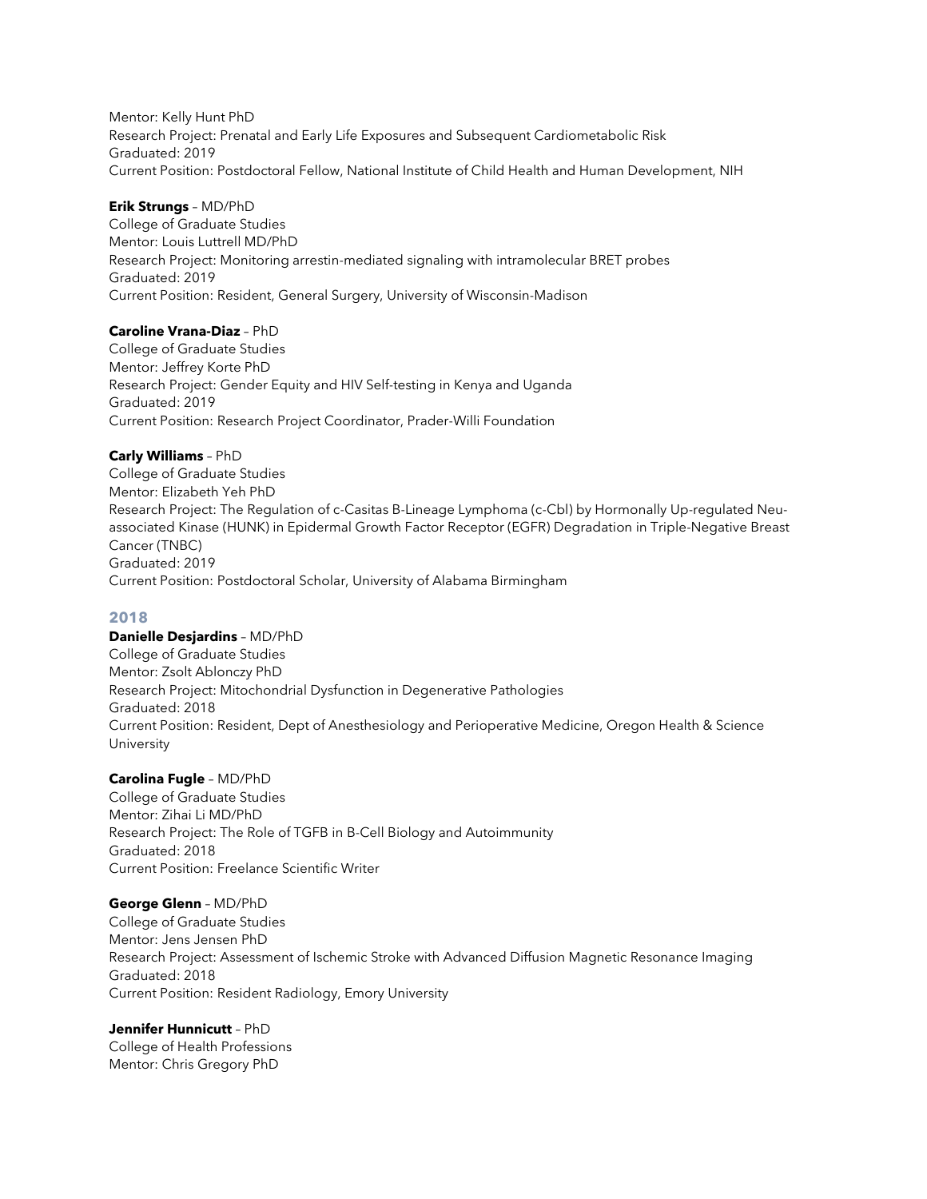Mentor: Kelly Hunt PhD
Research Project: Prenatal and Early Life Exposures and Subsequent Cardiometabolic Risk
Graduated: 2019
Current Position: Postdoctoral Fellow, National Institute of Child Health and Human Development, NIH

**Erik Strungs** – MD/PhD
College of Graduate Studies
Mentor: Louis Luttrell MD/PhD
Research Project: Monitoring arrestin-mediated signaling with intramolecular BRET probes
Graduated: 2019
Current Position: Resident, General Surgery, University of Wisconsin-Madison

**Caroline Vrana-Diaz** – PhD
College of Graduate Studies
Mentor: Jeffrey Korte PhD
Research Project: Gender Equity and HIV Self-testing in Kenya and Uganda
Graduated: 2019
Current Position: Research Project Coordinator, Prader-Willi Foundation

**Carly Williams** – PhD
College of Graduate Studies
Mentor: Elizabeth Yeh PhD
Research Project: The Regulation of c-Casitas B-Lineage Lymphoma (c-Cbl) by Hormonally Up-regulated Neu-associated Kinase (HUNK) in Epidermal Growth Factor Receptor (EGFR) Degradation in Triple-Negative Breast Cancer (TNBC)
Graduated: 2019
Current Position: Postdoctoral Scholar, University of Alabama Birmingham

## 2018

**Danielle Desjardins** – MD/PhD
College of Graduate Studies
Mentor: Zsolt Ablonczy PhD
Research Project: Mitochondrial Dysfunction in Degenerative Pathologies
Graduated: 2018
Current Position: Resident, Dept of Anesthesiology and Perioperative Medicine, Oregon Health & Science University

**Carolina Fugle** – MD/PhD
College of Graduate Studies
Mentor: Zihai Li MD/PhD
Research Project: The Role of TGFB in B-Cell Biology and Autoimmunity
Graduated: 2018
Current Position: Freelance Scientific Writer

**George Glenn** – MD/PhD
College of Graduate Studies
Mentor: Jens Jensen PhD
Research Project: Assessment of Ischemic Stroke with Advanced Diffusion Magnetic Resonance Imaging
Graduated: 2018
Current Position: Resident Radiology, Emory University

**Jennifer Hunnicutt** – PhD
College of Health Professions
Mentor: Chris Gregory PhD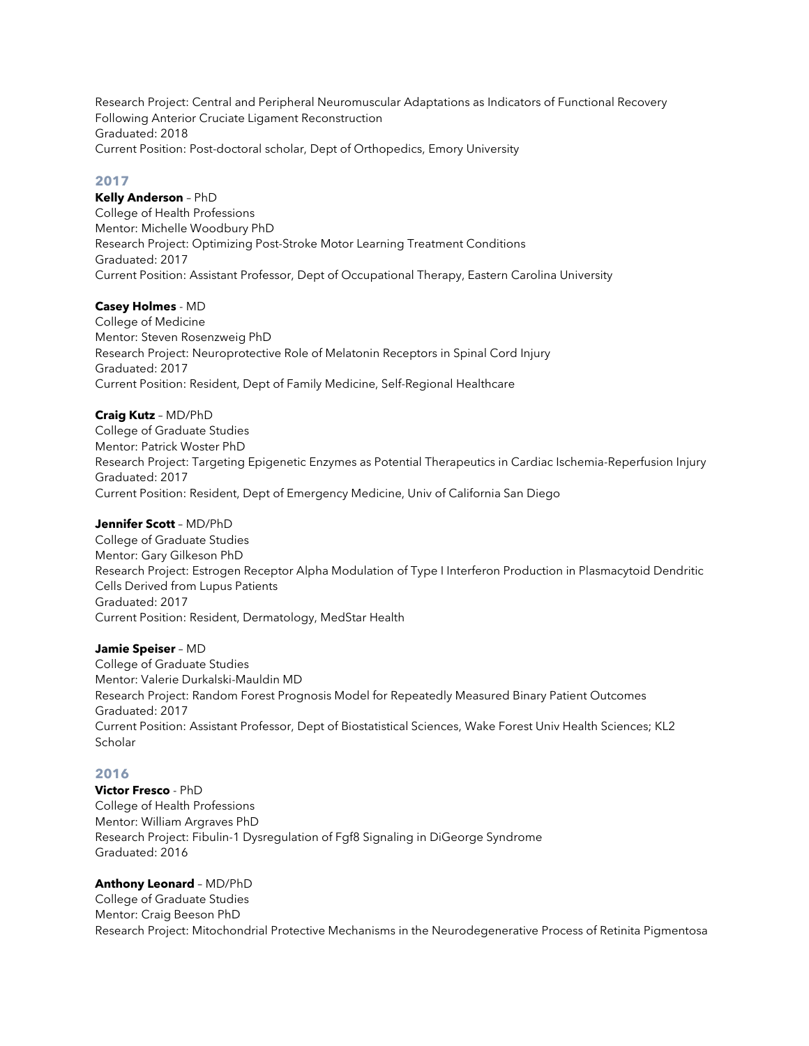Research Project: Central and Peripheral Neuromuscular Adaptations as Indicators of Functional Recovery Following Anterior Cruciate Ligament Reconstruction
Graduated: 2018
Current Position: Post-doctoral scholar, Dept of Orthopedics, Emory University

## 2017

**Kelly Anderson** – PhD
College of Health Professions
Mentor: Michelle Woodbury PhD
Research Project: Optimizing Post-Stroke Motor Learning Treatment Conditions
Graduated: 2017
Current Position: Assistant Professor, Dept of Occupational Therapy, Eastern Carolina University

**Casey Holmes** - MD
College of Medicine
Mentor: Steven Rosenzweig PhD
Research Project: Neuroprotective Role of Melatonin Receptors in Spinal Cord Injury
Graduated: 2017
Current Position: Resident, Dept of Family Medicine, Self-Regional Healthcare

**Craig Kutz** – MD/PhD
College of Graduate Studies
Mentor: Patrick Woster PhD
Research Project: Targeting Epigenetic Enzymes as Potential Therapeutics in Cardiac Ischemia-Reperfusion Injury
Graduated: 2017
Current Position: Resident, Dept of Emergency Medicine, Univ of California San Diego

**Jennifer Scott** – MD/PhD
College of Graduate Studies
Mentor: Gary Gilkeson PhD
Research Project: Estrogen Receptor Alpha Modulation of Type I Interferon Production in Plasmacytoid Dendritic Cells Derived from Lupus Patients
Graduated: 2017
Current Position: Resident, Dermatology, MedStar Health

**Jamie Speiser** – MD
College of Graduate Studies
Mentor: Valerie Durkalski-Mauldin MD
Research Project: Random Forest Prognosis Model for Repeatedly Measured Binary Patient Outcomes
Graduated: 2017
Current Position: Assistant Professor, Dept of Biostatistical Sciences, Wake Forest Univ Health Sciences; KL2 Scholar

## 2016

**Victor Fresco** - PhD
College of Health Professions
Mentor: William Argraves PhD
Research Project: Fibulin-1 Dysregulation of Fgf8 Signaling in DiGeorge Syndrome
Graduated: 2016

**Anthony Leonard** – MD/PhD
College of Graduate Studies
Mentor: Craig Beeson PhD
Research Project: Mitochondrial Protective Mechanisms in the Neurodegenerative Process of Retinita Pigmentosa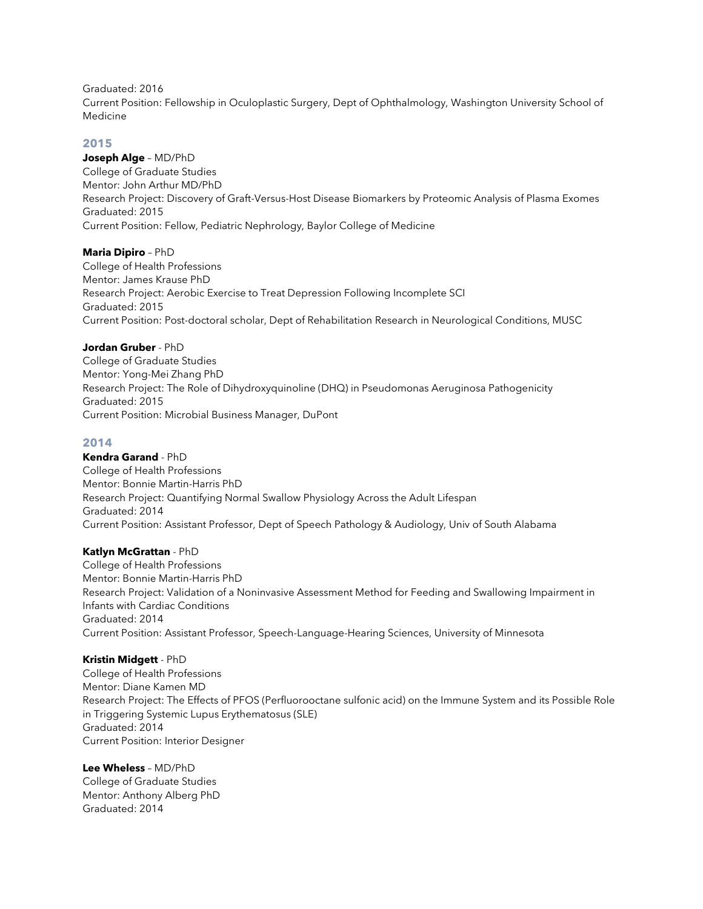Graduated: 2016
Current Position: Fellowship in Oculoplastic Surgery, Dept of Ophthalmology, Washington University School of Medicine

## 2015

**Joseph Alge** – MD/PhD
College of Graduate Studies
Mentor: John Arthur MD/PhD
Research Project: Discovery of Graft-Versus-Host Disease Biomarkers by Proteomic Analysis of Plasma Exomes
Graduated: 2015
Current Position: Fellow, Pediatric Nephrology, Baylor College of Medicine

**Maria Dipiro** – PhD
College of Health Professions
Mentor: James Krause PhD
Research Project: Aerobic Exercise to Treat Depression Following Incomplete SCI
Graduated: 2015
Current Position: Post-doctoral scholar, Dept of Rehabilitation Research in Neurological Conditions, MUSC

**Jordan Gruber** - PhD
College of Graduate Studies
Mentor: Yong-Mei Zhang PhD
Research Project: The Role of Dihydroxyquinoline (DHQ) in Pseudomonas Aeruginosa Pathogenicity
Graduated: 2015
Current Position: Microbial Business Manager, DuPont

## 2014

**Kendra Garand** - PhD
College of Health Professions
Mentor: Bonnie Martin-Harris PhD
Research Project: Quantifying Normal Swallow Physiology Across the Adult Lifespan
Graduated: 2014
Current Position: Assistant Professor, Dept of Speech Pathology & Audiology, Univ of South Alabama

**Katlyn McGrattan** - PhD
College of Health Professions
Mentor: Bonnie Martin-Harris PhD
Research Project: Validation of a Noninvasive Assessment Method for Feeding and Swallowing Impairment in Infants with Cardiac Conditions
Graduated: 2014
Current Position: Assistant Professor, Speech-Language-Hearing Sciences, University of Minnesota

**Kristin Midgett** - PhD
College of Health Professions
Mentor: Diane Kamen MD
Research Project: The Effects of PFOS (Perfluorooctane sulfonic acid) on the Immune System and its Possible Role in Triggering Systemic Lupus Erythematosus (SLE)
Graduated: 2014
Current Position: Interior Designer

**Lee Wheless** – MD/PhD
College of Graduate Studies
Mentor: Anthony Alberg PhD
Graduated: 2014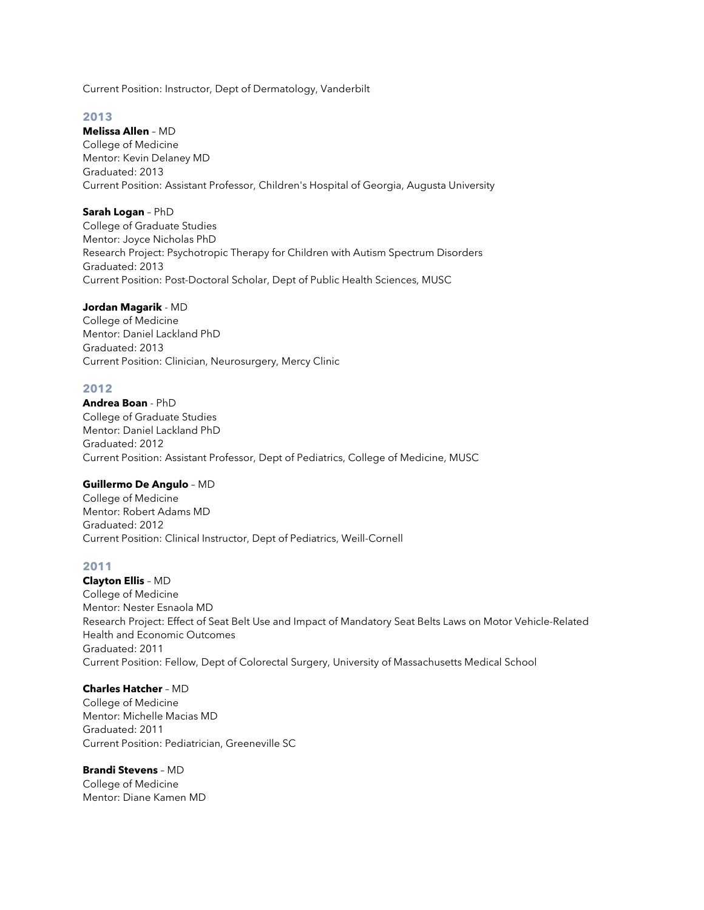Current Position: Instructor, Dept of Dermatology, Vanderbilt

## 2013

**Melissa Allen** – MD
College of Medicine
Mentor: Kevin Delaney MD
Graduated: 2013
Current Position: Assistant Professor, Children's Hospital of Georgia, Augusta University

**Sarah Logan** – PhD
College of Graduate Studies
Mentor: Joyce Nicholas PhD
Research Project: Psychotropic Therapy for Children with Autism Spectrum Disorders
Graduated: 2013
Current Position: Post-Doctoral Scholar, Dept of Public Health Sciences, MUSC

**Jordan Magarik** - MD
College of Medicine
Mentor: Daniel Lackland PhD
Graduated: 2013
Current Position: Clinician, Neurosurgery, Mercy Clinic

## 2012

**Andrea Boan** - PhD
College of Graduate Studies
Mentor: Daniel Lackland PhD
Graduated: 2012
Current Position: Assistant Professor, Dept of Pediatrics, College of Medicine, MUSC

**Guillermo De Angulo** – MD
College of Medicine
Mentor: Robert Adams MD
Graduated: 2012
Current Position: Clinical Instructor, Dept of Pediatrics, Weill-Cornell

## 2011

**Clayton Ellis** – MD
College of Medicine
Mentor: Nester Esnaola MD
Research Project: Effect of Seat Belt Use and Impact of Mandatory Seat Belts Laws on Motor Vehicle-Related Health and Economic Outcomes
Graduated: 2011
Current Position: Fellow, Dept of Colorectal Surgery, University of Massachusetts Medical School

**Charles Hatcher** – MD
College of Medicine
Mentor: Michelle Macias MD
Graduated: 2011
Current Position: Pediatrician, Greeneville SC

**Brandi Stevens** – MD
College of Medicine
Mentor: Diane Kamen MD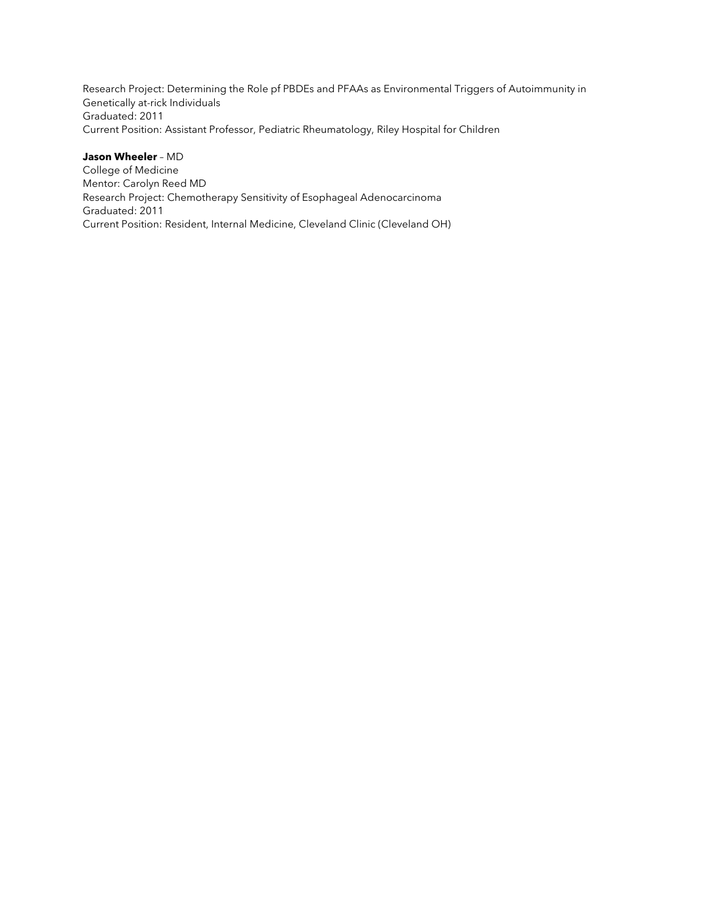Research Project: Determining the Role pf PBDEs and PFAAs as Environmental Triggers of Autoimmunity in Genetically at-rick Individuals
Graduated: 2011
Current Position: Assistant Professor, Pediatric Rheumatology, Riley Hospital for Children

**Jason Wheeler** – MD
College of Medicine
Mentor: Carolyn Reed MD
Research Project: Chemotherapy Sensitivity of Esophageal Adenocarcinoma
Graduated: 2011
Current Position: Resident, Internal Medicine, Cleveland Clinic (Cleveland OH)